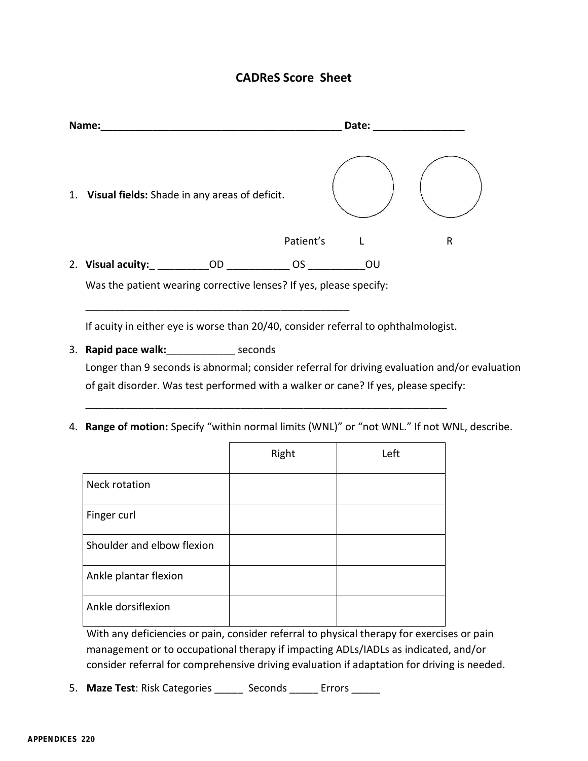# CADReS Score Sheet

**Name:**\_\_\_\_\_\_\_\_\_\_\_\_\_\_\_\_\_\_\_\_\_\_\_\_\_\_\_\_\_\_\_\_\_\_\_\_\_\_\_\_\_\_\_ **Date:** \_\_\_\_\_\_\_\_\_\_\_\_\_\_\_\_

1. **Visual fields:** Shade in any areas of deficit.

   Patient's L R

2. **Visual acuity:**\_ \_\_\_\_\_\_\_\_\_OD \_\_\_\_\_\_\_\_\_\_\_ OS \_\_\_\_\_\_\_\_\_\_OU

   Was the patient wearing corrective lenses? If yes, please specify:

   \_\_\_\_\_\_\_\_\_\_\_\_\_\_\_\_\_\_\_\_\_\_\_\_\_\_\_\_\_\_\_\_\_\_\_\_\_\_\_\_\_\_\_\_\_\_\_

   If acuity in either eye is worse than 20/40, consider referral to ophthalmologist.

3. **Rapid pace walk:**\_\_\_\_\_\_\_\_\_\_\_\_ seconds

   Longer than 9 seconds is abnormal; consider referral for driving evaluation and/or evaluation of gait disorder. Was test performed with a walker or cane? If yes, please specify:

   \_\_\_\_\_\_\_\_\_\_\_\_\_\_\_\_\_\_\_\_\_\_\_\_\_\_\_\_\_\_\_\_\_\_\_\_\_\_\_\_\_\_\_\_\_\_\_\_\_\_\_\_\_\_\_\_\_\_\_\_\_\_\_

4. **Range of motion:** Specify "within normal limits (WNL)" or "not WNL." If not WNL, describe.

| | Right | Left |
|---|---|---|
| Neck rotation | | |
| Finger curl | | |
| Shoulder and elbow flexion | | |
| Ankle plantar flexion | | |
| Ankle dorsiflexion | | |

   With any deficiencies or pain, consider referral to physical therapy for exercises or pain management or to occupational therapy if impacting ADLs/IADLs as indicated, and/or consider referral for comprehensive driving evaluation if adaptation for driving is needed.

5. **Maze Test**: Risk Categories \_\_\_\_\_ Seconds \_\_\_\_\_ Errors \_\_\_\_\_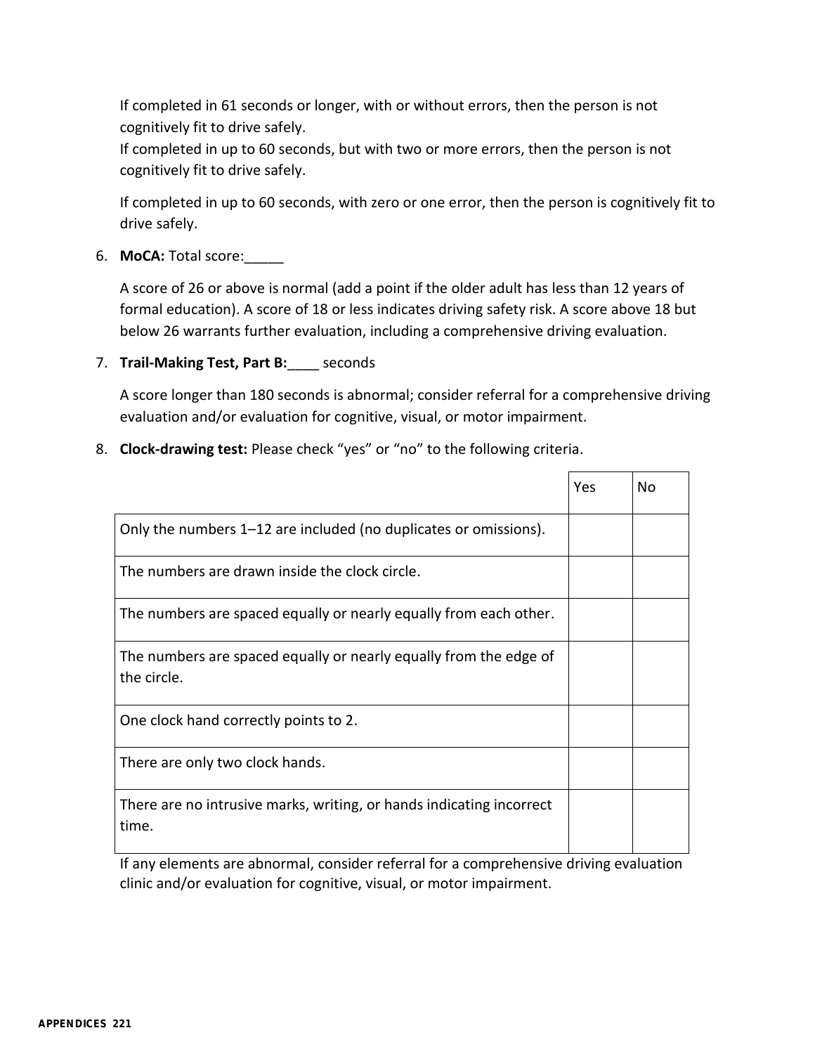If completed in 61 seconds or longer, with or without errors, then the person is not cognitively fit to drive safely.
If completed in up to 60 seconds, but with two or more errors, then the person is not cognitively fit to drive safely.

If completed in up to 60 seconds, with zero or one error, then the person is cognitively fit to drive safely.

6. **MoCA:** Total score:_____

   A score of 26 or above is normal (add a point if the older adult has less than 12 years of formal education). A score of 18 or less indicates driving safety risk. A score above 18 but below 26 warrants further evaluation, including a comprehensive driving evaluation.

7. **Trail-Making Test, Part B:**____ seconds

   A score longer than 180 seconds is abnormal; consider referral for a comprehensive driving evaluation and/or evaluation for cognitive, visual, or motor impairment.

8. **Clock-drawing test:** Please check "yes" or "no" to the following criteria.

| | Yes | No |
|---|---|---|
| Only the numbers 1–12 are included (no duplicates or omissions). | | |
| The numbers are drawn inside the clock circle. | | |
| The numbers are spaced equally or nearly equally from each other. | | |
| The numbers are spaced equally or nearly equally from the edge of the circle. | | |
| One clock hand correctly points to 2. | | |
| There are only two clock hands. | | |
| There are no intrusive marks, writing, or hands indicating incorrect time. | | |

If any elements are abnormal, consider referral for a comprehensive driving evaluation clinic and/or evaluation for cognitive, visual, or motor impairment.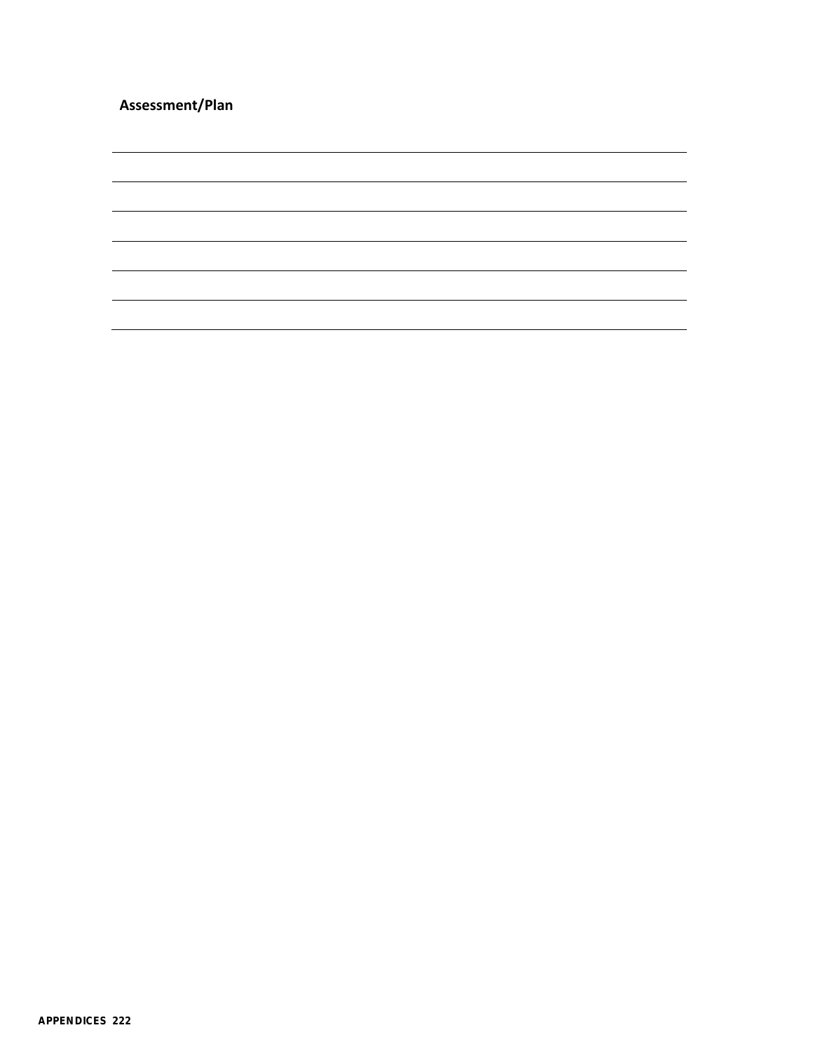**Assessment/Plan**

______________________________________________________________________

______________________________________________________________________

______________________________________________________________________

______________________________________________________________________

______________________________________________________________________

______________________________________________________________________

______________________________________________________________________